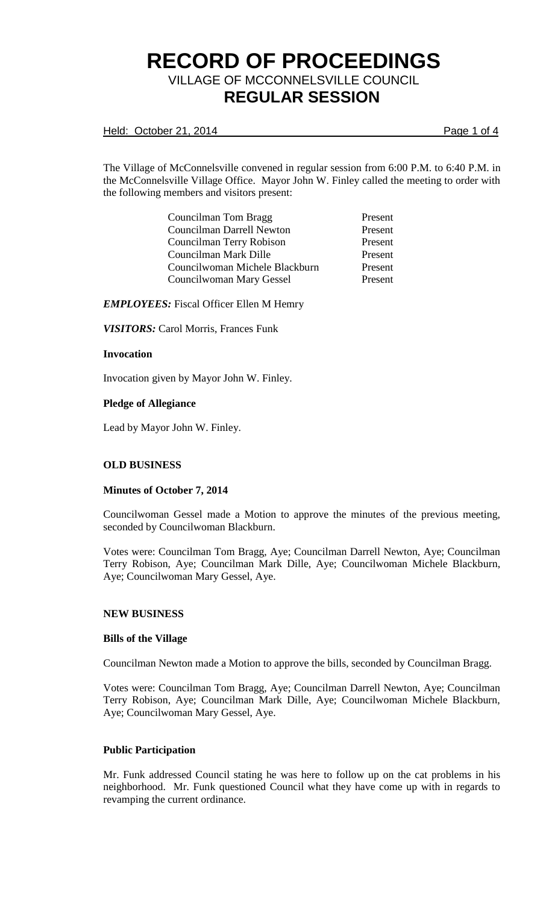# RECORD OF PROCEEDINGS

## VILLAGE OF MCCONNELSVILLE COUNCIL

## REGULAR SESSION

Held: October 21, 2014

The Village of McConnelsville convened in regular session from 6:00 P.M. to 6:40 P.M. in the McConnelsville Village Office. Mayor John W. Finley called the meeting to order with the following members and visitors present:

| | |
|---|---|
| Councilman Tom Bragg | Present |
| Councilman Darrell Newton | Present |
| Councilman Terry Robison | Present |
| Councilman Mark Dille | Present |
| Councilwoman Michele Blackburn | Present |
| Councilwoman Mary Gessel | Present |

***EMPLOYEES:*** Fiscal Officer Ellen M Hemry

***VISITORS:*** Carol Morris, Frances Funk

**Invocation**

Invocation given by Mayor John W. Finley.

**Pledge of Allegiance**

Lead by Mayor John W. Finley.

**OLD BUSINESS**

**Minutes of October 7, 2014**

Councilwoman Gessel made a Motion to approve the minutes of the previous meeting, seconded by Councilwoman Blackburn.

Votes were: Councilman Tom Bragg, Aye; Councilman Darrell Newton, Aye; Councilman Terry Robison, Aye; Councilman Mark Dille, Aye; Councilwoman Michele Blackburn, Aye; Councilwoman Mary Gessel, Aye.

**NEW BUSINESS**

**Bills of the Village**

Councilman Newton made a Motion to approve the bills, seconded by Councilman Bragg.

Votes were: Councilman Tom Bragg, Aye; Councilman Darrell Newton, Aye; Councilman Terry Robison, Aye; Councilman Mark Dille, Aye; Councilwoman Michele Blackburn, Aye; Councilwoman Mary Gessel, Aye.

**Public Participation**

Mr. Funk addressed Council stating he was here to follow up on the cat problems in his neighborhood. Mr. Funk questioned Council what they have come up with in regards to revamping the current ordinance.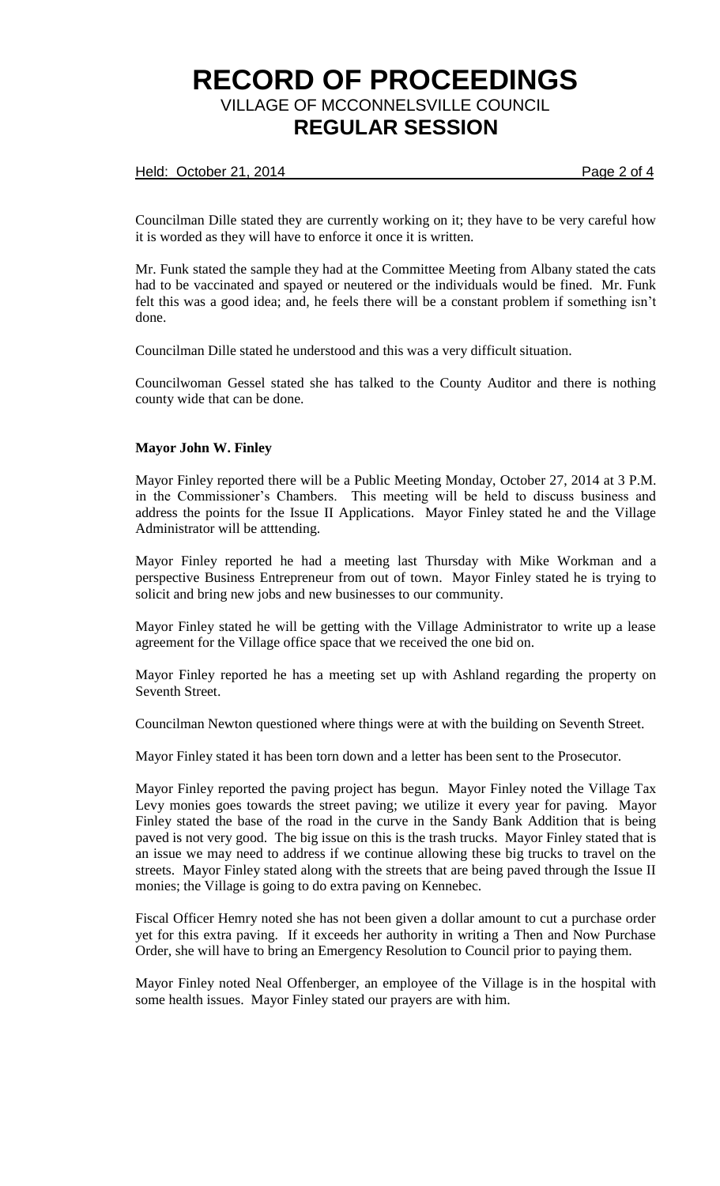Councilman Dille stated they are currently working on it; they have to be very careful how it is worded as they will have to enforce it once it is written.

Mr. Funk stated the sample they had at the Committee Meeting from Albany stated the cats had to be vaccinated and spayed or neutered or the individuals would be fined. Mr. Funk felt this was a good idea; and, he feels there will be a constant problem if something isn't done.

Councilman Dille stated he understood and this was a very difficult situation.

Councilwoman Gessel stated she has talked to the County Auditor and there is nothing county wide that can be done.

**Mayor John W. Finley**

Mayor Finley reported there will be a Public Meeting Monday, October 27, 2014 at 3 P.M. in the Commissioner's Chambers. This meeting will be held to discuss business and address the points for the Issue II Applications. Mayor Finley stated he and the Village Administrator will be atttending.

Mayor Finley reported he had a meeting last Thursday with Mike Workman and a perspective Business Entrepreneur from out of town. Mayor Finley stated he is trying to solicit and bring new jobs and new businesses to our community.

Mayor Finley stated he will be getting with the Village Administrator to write up a lease agreement for the Village office space that we received the one bid on.

Mayor Finley reported he has a meeting set up with Ashland regarding the property on Seventh Street.

Councilman Newton questioned where things were at with the building on Seventh Street.

Mayor Finley stated it has been torn down and a letter has been sent to the Prosecutor.

Mayor Finley reported the paving project has begun. Mayor Finley noted the Village Tax Levy monies goes towards the street paving; we utilize it every year for paving. Mayor Finley stated the base of the road in the curve in the Sandy Bank Addition that is being paved is not very good. The big issue on this is the trash trucks. Mayor Finley stated that is an issue we may need to address if we continue allowing these big trucks to travel on the streets. Mayor Finley stated along with the streets that are being paved through the Issue II monies; the Village is going to do extra paving on Kennebec.

Fiscal Officer Hemry noted she has not been given a dollar amount to cut a purchase order yet for this extra paving. If it exceeds her authority in writing a Then and Now Purchase Order, she will have to bring an Emergency Resolution to Council prior to paying them.

Mayor Finley noted Neal Offenberger, an employee of the Village is in the hospital with some health issues. Mayor Finley stated our prayers are with him.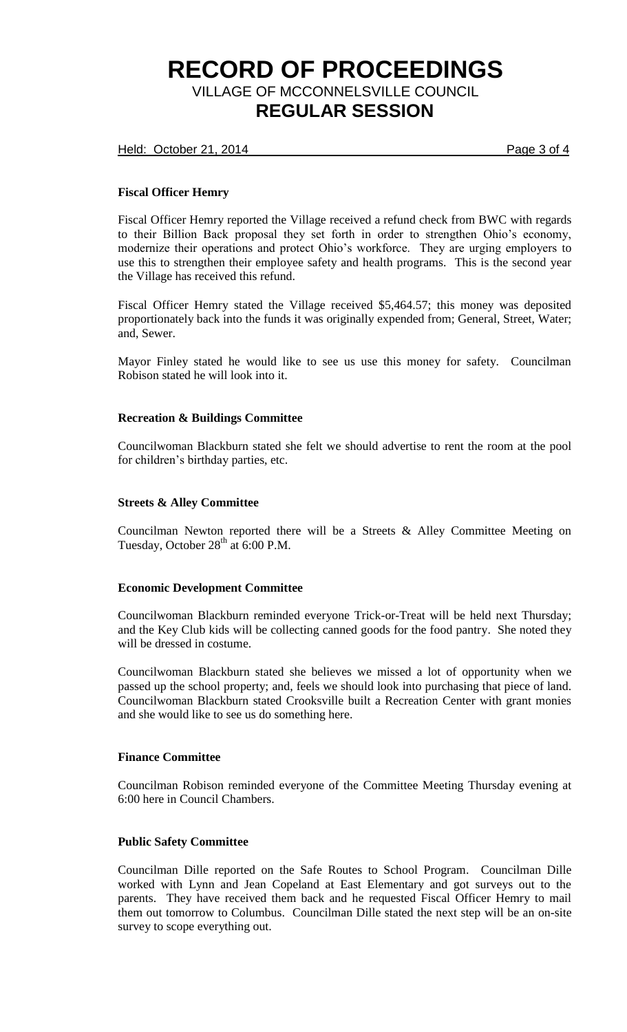**Fiscal Officer Hemry**

Fiscal Officer Hemry reported the Village received a refund check from BWC with regards to their Billion Back proposal they set forth in order to strengthen Ohio's economy, modernize their operations and protect Ohio's workforce. They are urging employers to use this to strengthen their employee safety and health programs. This is the second year the Village has received this refund.

Fiscal Officer Hemry stated the Village received $5,464.57; this money was deposited proportionately back into the funds it was originally expended from; General, Street, Water; and, Sewer.

Mayor Finley stated he would like to see us use this money for safety. Councilman Robison stated he will look into it.

**Recreation & Buildings Committee**

Councilwoman Blackburn stated she felt we should advertise to rent the room at the pool for children's birthday parties, etc.

**Streets & Alley Committee**

Councilman Newton reported there will be a Streets & Alley Committee Meeting on Tuesday, October 28th at 6:00 P.M.

**Economic Development Committee**

Councilwoman Blackburn reminded everyone Trick-or-Treat will be held next Thursday; and the Key Club kids will be collecting canned goods for the food pantry. She noted they will be dressed in costume.

Councilwoman Blackburn stated she believes we missed a lot of opportunity when we passed up the school property; and, feels we should look into purchasing that piece of land. Councilwoman Blackburn stated Crooksville built a Recreation Center with grant monies and she would like to see us do something here.

**Finance Committee**

Councilman Robison reminded everyone of the Committee Meeting Thursday evening at 6:00 here in Council Chambers.

**Public Safety Committee**

Councilman Dille reported on the Safe Routes to School Program. Councilman Dille worked with Lynn and Jean Copeland at East Elementary and got surveys out to the parents. They have received them back and he requested Fiscal Officer Hemry to mail them out tomorrow to Columbus. Councilman Dille stated the next step will be an on-site survey to scope everything out.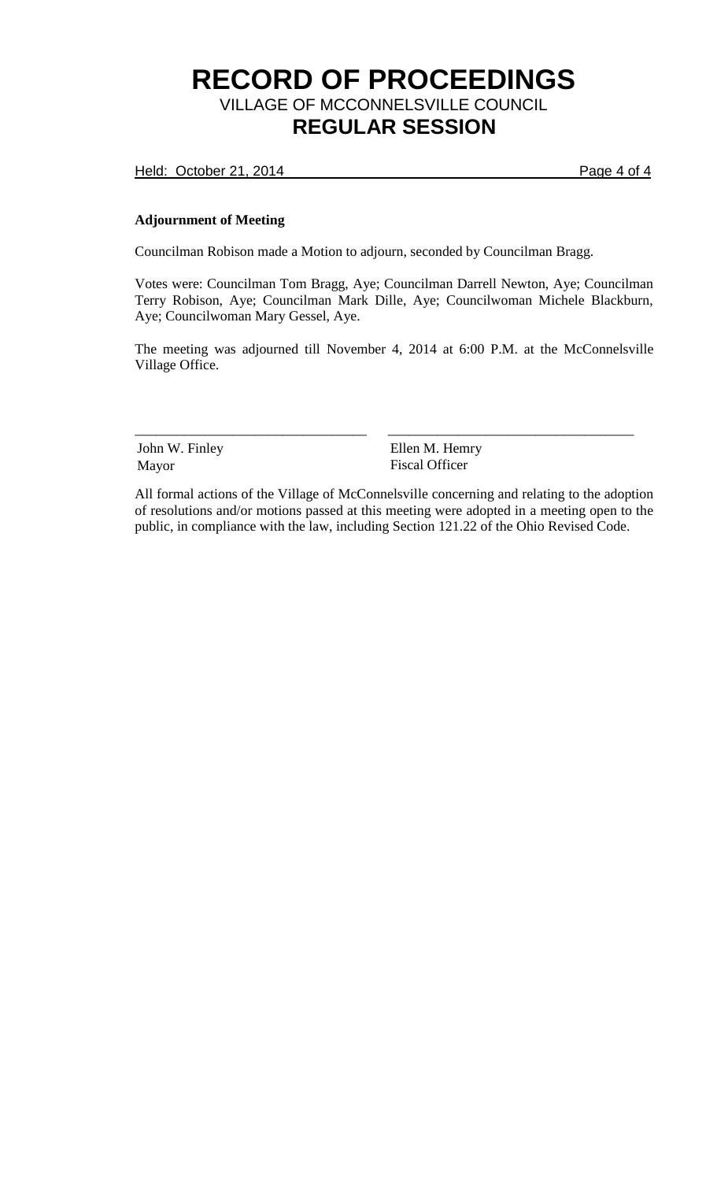**Adjournment of Meeting**

Councilman Robison made a Motion to adjourn, seconded by Councilman Bragg.

Votes were: Councilman Tom Bragg, Aye; Councilman Darrell Newton, Aye; Councilman Terry Robison, Aye; Councilman Mark Dille, Aye; Councilwoman Michele Blackburn, Aye; Councilwoman Mary Gessel, Aye.

The meeting was adjourned till November 4, 2014 at 6:00 P.M. at the McConnelsville Village Office.

| | |
|---|---|
| ________________________________ | ________________________________ |
| John W. Finley | Ellen M. Hemry |
| Mayor | Fiscal Officer |

All formal actions of the Village of McConnelsville concerning and relating to the adoption of resolutions and/or motions passed at this meeting were adopted in a meeting open to the public, in compliance with the law, including Section 121.22 of the Ohio Revised Code.